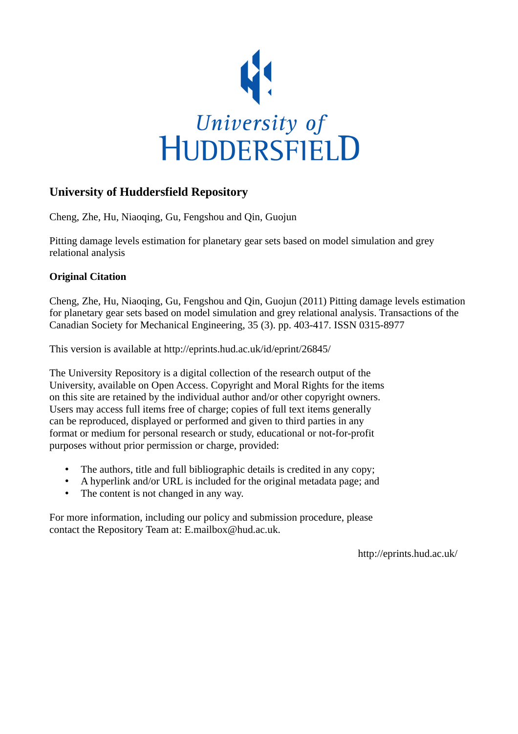University of HUDDERSFIELD

# University of Huddersfield Repository

Cheng, Zhe, Hu, Niaoqing, Gu, Fengshou and Qin, Guojun

Pitting damage levels estimation for planetary gear sets based on model simulation and grey relational analysis

## Original Citation

Cheng, Zhe, Hu, Niaoqing, Gu, Fengshou and Qin, Guojun (2011) Pitting damage levels estimation for planetary gear sets based on model simulation and grey relational analysis. Transactions of the Canadian Society for Mechanical Engineering, 35 (3). pp. 403-417. ISSN 0315-8977

This version is available at http://eprints.hud.ac.uk/id/eprint/26845/

The University Repository is a digital collection of the research output of the University, available on Open Access. Copyright and Moral Rights for the items on this site are retained by the individual author and/or other copyright owners. Users may access full items free of charge; copies of full text items generally can be reproduced, displayed or performed and given to third parties in any format or medium for personal research or study, educational or not-for-profit purposes without prior permission or charge, provided:

- The authors, title and full bibliographic details is credited in any copy;
- A hyperlink and/or URL is included for the original metadata page; and
- The content is not changed in any way.

For more information, including our policy and submission procedure, please contact the Repository Team at: E.mailbox@hud.ac.uk.

http://eprints.hud.ac.uk/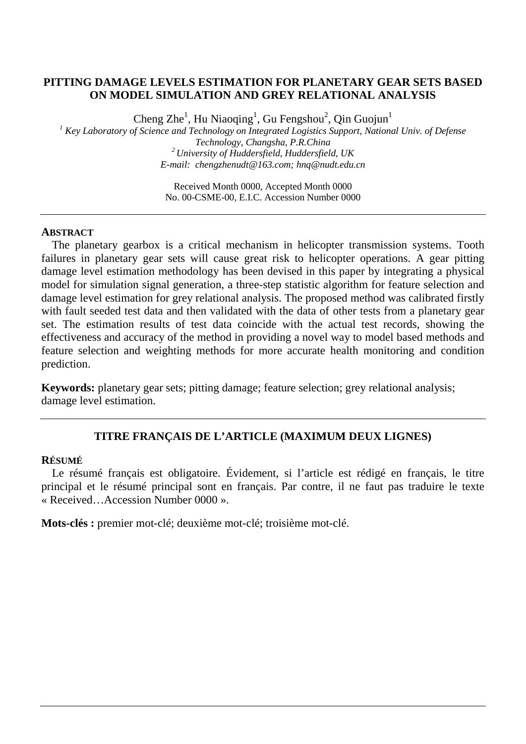# PITTING DAMAGE LEVELS ESTIMATION FOR PLANETARY GEAR SETS BASED ON MODEL SIMULATION AND GREY RELATIONAL ANALYSIS

Cheng Zhe[1], Hu Niaoqing[1], Gu Fengshou[2], Qin Guojun[1]

*[1] Key Laboratory of Science and Technology on Integrated Logistics Support, National Univ. of Defense Technology, Changsha, P.R.China*
*[2] University of Huddersfield, Huddersfield, UK*
*E-mail: chengzhenudt@163.com; hnq@nudt.edu.cn*

Received Month 0000, Accepted Month 0000
No. 00-CSME-00, E.I.C. Accession Number 0000

---

**ABSTRACT**

The planetary gearbox is a critical mechanism in helicopter transmission systems. Tooth failures in planetary gear sets will cause great risk to helicopter operations. A gear pitting damage level estimation methodology has been devised in this paper by integrating a physical model for simulation signal generation, a three-step statistic algorithm for feature selection and damage level estimation for grey relational analysis. The proposed method was calibrated firstly with fault seeded test data and then validated with the data of other tests from a planetary gear set. The estimation results of test data coincide with the actual test records, showing the effectiveness and accuracy of the method in providing a novel way to model based methods and feature selection and weighting methods for more accurate health monitoring and condition prediction.

**Keywords:** planetary gear sets; pitting damage; feature selection; grey relational analysis; damage level estimation.

---

## TITRE FRANÇAIS DE L'ARTICLE (MAXIMUM DEUX LIGNES)

**RÉSUMÉ**

Le résumé français est obligatoire. Évidement, si l'article est rédigé en français, le titre principal et le résumé principal sont en français. Par contre, il ne faut pas traduire le texte « Received…Accession Number 0000 ».

**Mots-clés :** premier mot-clé; deuxième mot-clé; troisième mot-clé.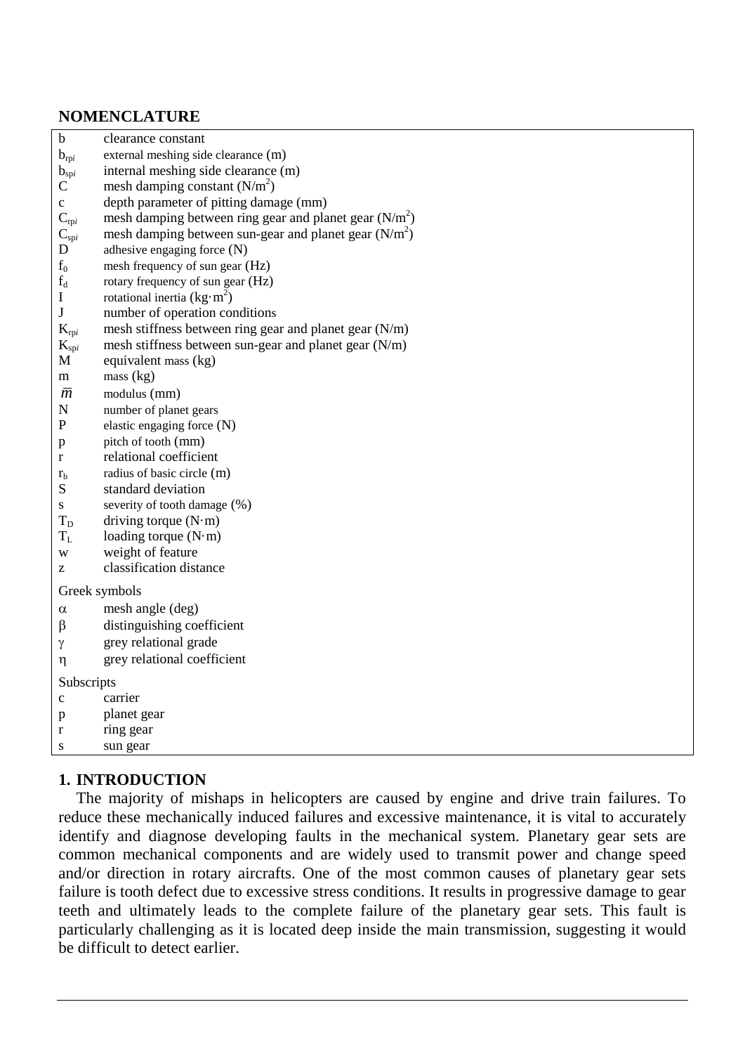## NOMENCLATURE

| | |
|---|---|
| b | clearance constant |
| $b_{rpi}$ | external meshing side clearance (m) |
| $b_{spi}$ | internal meshing side clearance (m) |
| C | mesh damping constant ($N/m^2$) |
| c | depth parameter of pitting damage (mm) |
| $C_{rpi}$ | mesh damping between ring gear and planet gear ($N/m^2$) |
| $C_{spi}$ | mesh damping between sun-gear and planet gear ($N/m^2$) |
| D | adhesive engaging force (N) |
| $f_0$ | mesh frequency of sun gear (Hz) |
| $f_d$ | rotary frequency of sun gear (Hz) |
| I | rotational inertia ($kg \cdot m^2$) |
| J | number of operation conditions |
| $K_{rpi}$ | mesh stiffness between ring gear and planet gear (N/m) |
| $K_{spi}$ | mesh stiffness between sun-gear and planet gear (N/m) |
| M | equivalent mass (kg) |
| m | mass (kg) |
| $\bar{m}$ | modulus (mm) |
| N | number of planet gears |
| P | elastic engaging force (N) |
| p | pitch of tooth (mm) |
| r | relational coefficient |
| $r_b$ | radius of basic circle (m) |
| S | standard deviation |
| s | severity of tooth damage (%) |
| $T_D$ | driving torque ($N \cdot m$) |
| $T_L$ | loading torque ($N \cdot m$) |
| w | weight of feature |
| z | classification distance |
| **Greek symbols** | |
| $\alpha$ | mesh angle (deg) |
| $\beta$ | distinguishing coefficient |
| $\gamma$ | grey relational grade |
| $\eta$ | grey relational coefficient |
| **Subscripts** | |
| c | carrier |
| p | planet gear |
| r | ring gear |
| s | sun gear |

## 1. INTRODUCTION

The majority of mishaps in helicopters are caused by engine and drive train failures. To reduce these mechanically induced failures and excessive maintenance, it is vital to accurately identify and diagnose developing faults in the mechanical system. Planetary gear sets are common mechanical components and are widely used to transmit power and change speed and/or direction in rotary aircrafts. One of the most common causes of planetary gear sets failure is tooth defect due to excessive stress conditions. It results in progressive damage to gear teeth and ultimately leads to the complete failure of the planetary gear sets. This fault is particularly challenging as it is located deep inside the main transmission, suggesting it would be difficult to detect earlier.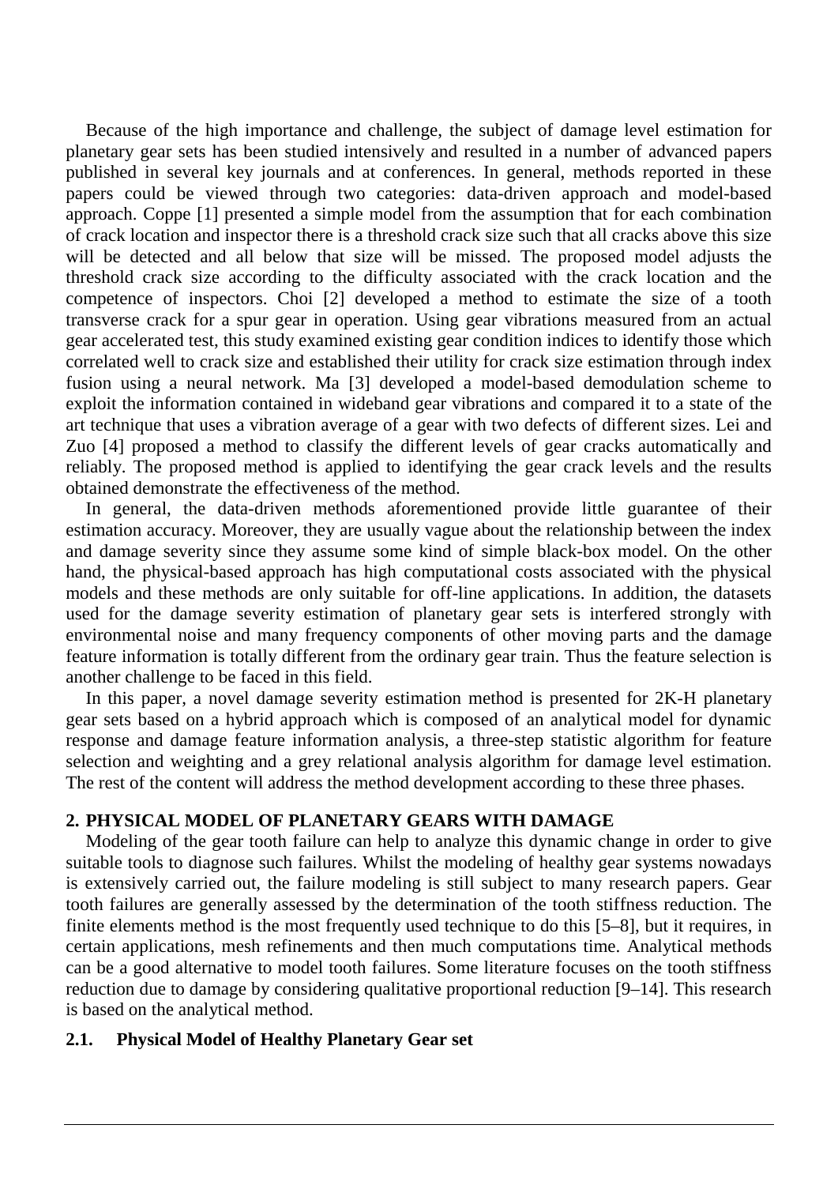Because of the high importance and challenge, the subject of damage level estimation for planetary gear sets has been studied intensively and resulted in a number of advanced papers published in several key journals and at conferences. In general, methods reported in these papers could be viewed through two categories: data-driven approach and model-based approach. Coppe [1] presented a simple model from the assumption that for each combination of crack location and inspector there is a threshold crack size such that all cracks above this size will be detected and all below that size will be missed. The proposed model adjusts the threshold crack size according to the difficulty associated with the crack location and the competence of inspectors. Choi [2] developed a method to estimate the size of a tooth transverse crack for a spur gear in operation. Using gear vibrations measured from an actual gear accelerated test, this study examined existing gear condition indices to identify those which correlated well to crack size and established their utility for crack size estimation through index fusion using a neural network. Ma [3] developed a model-based demodulation scheme to exploit the information contained in wideband gear vibrations and compared it to a state of the art technique that uses a vibration average of a gear with two defects of different sizes. Lei and Zuo [4] proposed a method to classify the different levels of gear cracks automatically and reliably. The proposed method is applied to identifying the gear crack levels and the results obtained demonstrate the effectiveness of the method.

In general, the data-driven methods aforementioned provide little guarantee of their estimation accuracy. Moreover, they are usually vague about the relationship between the index and damage severity since they assume some kind of simple black-box model. On the other hand, the physical-based approach has high computational costs associated with the physical models and these methods are only suitable for off-line applications. In addition, the datasets used for the damage severity estimation of planetary gear sets is interfered strongly with environmental noise and many frequency components of other moving parts and the damage feature information is totally different from the ordinary gear train. Thus the feature selection is another challenge to be faced in this field.

In this paper, a novel damage severity estimation method is presented for 2K-H planetary gear sets based on a hybrid approach which is composed of an analytical model for dynamic response and damage feature information analysis, a three-step statistic algorithm for feature selection and weighting and a grey relational analysis algorithm for damage level estimation. The rest of the content will address the method development according to these three phases.

## 2. PHYSICAL MODEL OF PLANETARY GEARS WITH DAMAGE

Modeling of the gear tooth failure can help to analyze this dynamic change in order to give suitable tools to diagnose such failures. Whilst the modeling of healthy gear systems nowadays is extensively carried out, the failure modeling is still subject to many research papers. Gear tooth failures are generally assessed by the determination of the tooth stiffness reduction. The finite elements method is the most frequently used technique to do this [5–8], but it requires, in certain applications, mesh refinements and then much computations time. Analytical methods can be a good alternative to model tooth failures. Some literature focuses on the tooth stiffness reduction due to damage by considering qualitative proportional reduction [9–14]. This research is based on the analytical method.

### 2.1. Physical Model of Healthy Planetary Gear set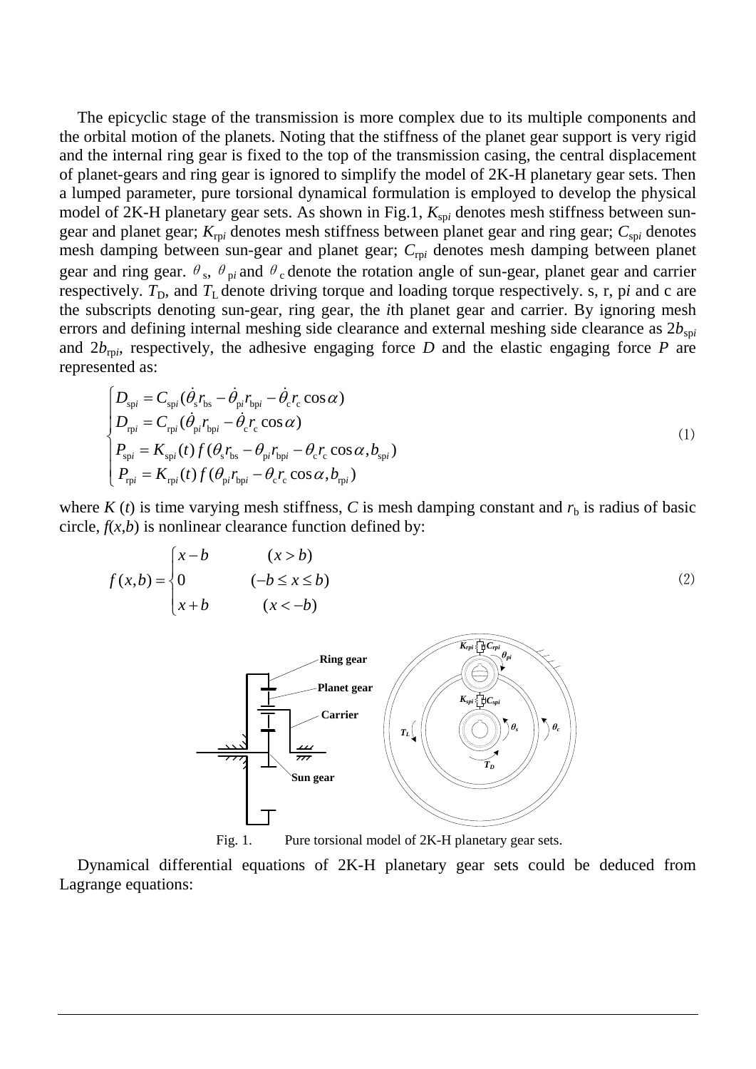The epicyclic stage of the transmission is more complex due to its multiple components and the orbital motion of the planets. Noting that the stiffness of the planet gear support is very rigid and the internal ring gear is fixed to the top of the transmission casing, the central displacement of planet-gears and ring gear is ignored to simplify the model of 2K-H planetary gear sets. Then a lumped parameter, pure torsional dynamical formulation is employed to develop the physical model of 2K-H planetary gear sets. As shown in Fig.1, $K_{spi}$ denotes mesh stiffness between sun-gear and planet gear; $K_{rpi}$ denotes mesh stiffness between planet gear and ring gear; $C_{spi}$ denotes mesh damping between sun-gear and planet gear; $C_{rpi}$ denotes mesh damping between planet gear and ring gear. $\theta_s$, $\theta_{pi}$ and $\theta_c$ denote the rotation angle of sun-gear, planet gear and carrier respectively. $T_D$, and $T_L$ denote driving torque and loading torque respectively. s, r, p*i* and c are the subscripts denoting sun-gear, ring gear, the *i*th planet gear and carrier. By ignoring mesh errors and defining internal meshing side clearance and external meshing side clearance as $2b_{spi}$ and $2b_{rpi}$, respectively, the adhesive engaging force *D* and the elastic engaging force *P* are represented as:

$$
\begin{cases}
D_{spi} = C_{spi}(\dot{\theta}_s r_{bs} - \dot{\theta}_{pi} r_{bpi} - \dot{\theta}_c r_c \cos\alpha) \\
D_{rpi} = C_{rpi}(\dot{\theta}_{pi} r_{bpi} - \dot{\theta}_c r_c \cos\alpha) \\
P_{spi} = K_{spi}(t) f(\theta_s r_{bs} - \theta_{pi} r_{bpi} - \theta_c r_c \cos\alpha, b_{spi}) \\
P_{rpi} = K_{rpi}(t) f(\theta_{pi} r_{bpi} - \theta_c r_c \cos\alpha, b_{rpi})
\end{cases}
\tag{1}
$$

where $K(t)$ is time varying mesh stiffness, $C$ is mesh damping constant and $r_b$ is radius of basic circle, $f(x,b)$ is nonlinear clearance function defined by:

$$
f(x,b) = \begin{cases}
x - b & (x > b) \\
0 & (-b \le x \le b) \\
x + b & (x < -b)
\end{cases}
\tag{2}
$$

Fig. 1. Pure torsional model of 2K-H planetary gear sets.

Dynamical differential equations of 2K-H planetary gear sets could be deduced from Lagrange equations: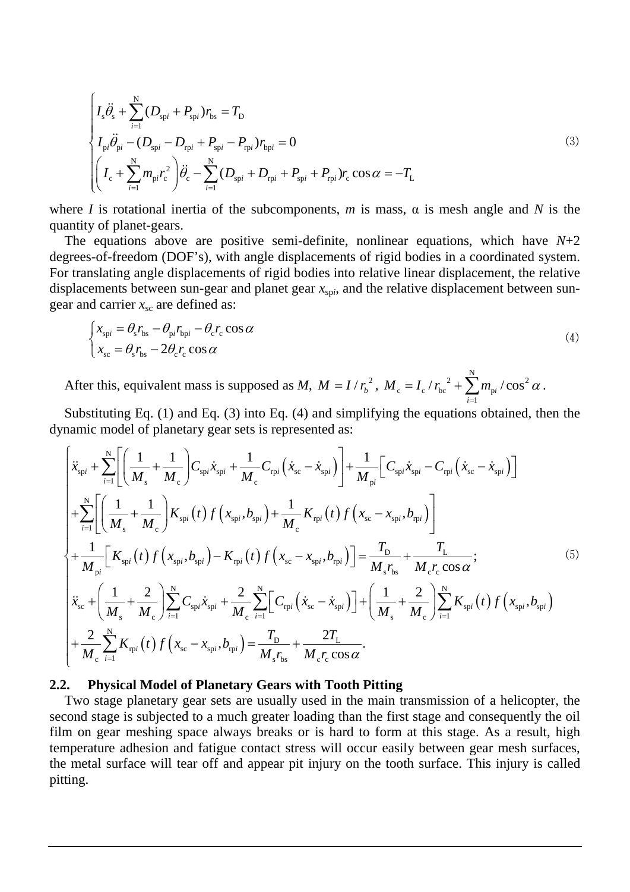$$
\begin{cases}
I_{\mathrm{s}}\ddot{\theta}_{\mathrm{s}}+\sum_{i=1}^{\mathrm{N}}(D_{\mathrm{sp}i}+P_{\mathrm{sp}i})r_{\mathrm{bs}}=T_{\mathrm{D}}\\
I_{\mathrm{p}i}\ddot{\theta}_{\mathrm{p}i}-(D_{\mathrm{sp}i}-D_{\mathrm{rp}i}+P_{\mathrm{sp}i}-P_{\mathrm{rp}i})r_{\mathrm{bp}i}=0\\
\left(I_{\mathrm{c}}+\sum_{i=1}^{\mathrm{N}}m_{\mathrm{p}i}r_{\mathrm{c}}^{2}\right)\ddot{\theta}_{\mathrm{c}}-\sum_{i=1}^{\mathrm{N}}(D_{\mathrm{sp}i}+D_{\mathrm{rp}i}+P_{\mathrm{sp}i}+P_{\mathrm{rp}i})r_{\mathrm{c}}\cos\alpha=-T_{\mathrm{L}}
\end{cases}
\tag{3}
$$

where $I$ is rotational inertia of the subcomponents, $m$ is mass, $\alpha$ is mesh angle and $N$ is the quantity of planet-gears.

The equations above are positive semi-definite, nonlinear equations, which have $N$+2 degrees-of-freedom (DOF's), with angle displacements of rigid bodies in a coordinated system. For translating angle displacements of rigid bodies into relative linear displacement, the relative displacements between sun-gear and planet gear $x_{\mathrm{sp}i}$, and the relative displacement between sun-gear and carrier $x_{\mathrm{sc}}$ are defined as:

$$
\begin{cases}
x_{\mathrm{sp}i}=\theta_{\mathrm{s}}r_{\mathrm{bs}}-\theta_{\mathrm{p}i}r_{\mathrm{bp}i}-\theta_{\mathrm{c}}r_{\mathrm{c}}\cos\alpha\\
x_{\mathrm{sc}}=\theta_{\mathrm{s}}r_{\mathrm{bs}}-2\theta_{\mathrm{c}}r_{\mathrm{c}}\cos\alpha
\end{cases}
\tag{4}
$$

After this, equivalent mass is supposed as $M$, $M=I/r_{b}^{2}$, $M_{\mathrm{c}}=I_{\mathrm{c}}/r_{\mathrm{bc}}^{2}+\sum_{i=1}^{\mathrm{N}}m_{\mathrm{p}i}/\cos^{2}\alpha$.

Substituting Eq. (1) and Eq. (3) into Eq. (4) and simplifying the equations obtained, then the dynamic model of planetary gear sets is represented as:

$$
\begin{cases}
\ddot{x}_{\mathrm{sp}i}+\sum_{i=1}^{\mathrm{N}}\left[\left(\frac{1}{M_{\mathrm{s}}}+\frac{1}{M_{\mathrm{c}}}\right)C_{\mathrm{sp}i}\dot{x}_{\mathrm{sp}i}+\frac{1}{M_{\mathrm{c}}}C_{\mathrm{rp}i}\left(\dot{x}_{\mathrm{sc}}-\dot{x}_{\mathrm{sp}i}\right)\right]+\frac{1}{M_{\mathrm{p}i}}\left[C_{\mathrm{sp}i}\dot{x}_{\mathrm{sp}i}-C_{\mathrm{rp}i}\left(\dot{x}_{\mathrm{sc}}-\dot{x}_{\mathrm{sp}i}\right)\right]\\
+\sum_{i=1}^{\mathrm{N}}\left[\left(\frac{1}{M_{\mathrm{s}}}+\frac{1}{M_{\mathrm{c}}}\right)K_{\mathrm{sp}i}(t)\,f\left(x_{\mathrm{sp}i},b_{\mathrm{sp}i}\right)+\frac{1}{M_{\mathrm{c}}}K_{\mathrm{rp}i}(t)\,f\left(x_{\mathrm{sc}}-x_{\mathrm{sp}i},b_{\mathrm{rp}i}\right)\right]\\
+\frac{1}{M_{\mathrm{p}i}}\left[K_{\mathrm{sp}i}(t)\,f\left(x_{\mathrm{sp}i},b_{\mathrm{sp}i}\right)-K_{\mathrm{rp}i}(t)\,f\left(x_{\mathrm{sc}}-x_{\mathrm{sp}i},b_{\mathrm{rp}i}\right)\right]=\frac{T_{\mathrm{D}}}{M_{\mathrm{s}}r_{\mathrm{bs}}}+\frac{T_{\mathrm{L}}}{M_{\mathrm{c}}r_{\mathrm{c}}\cos\alpha};\\
\ddot{x}_{\mathrm{sc}}+\left(\frac{1}{M_{\mathrm{s}}}+\frac{2}{M_{\mathrm{c}}}\right)\sum_{i=1}^{\mathrm{N}}C_{\mathrm{sp}i}\dot{x}_{\mathrm{sp}i}+\frac{2}{M_{\mathrm{c}}}\sum_{i=1}^{\mathrm{N}}\left[C_{\mathrm{rp}i}\left(\dot{x}_{\mathrm{sc}}-\dot{x}_{\mathrm{sp}i}\right)\right]+\left(\frac{1}{M_{\mathrm{s}}}+\frac{2}{M_{\mathrm{c}}}\right)\sum_{i=1}^{\mathrm{N}}K_{\mathrm{sp}i}(t)\,f\left(x_{\mathrm{sp}i},b_{\mathrm{sp}i}\right)\\
+\frac{2}{M_{\mathrm{c}}}\sum_{i=1}^{\mathrm{N}}K_{\mathrm{rp}i}(t)\,f\left(x_{\mathrm{sc}}-x_{\mathrm{sp}i},b_{\mathrm{rp}i}\right)=\frac{T_{\mathrm{D}}}{M_{\mathrm{s}}r_{\mathrm{bs}}}+\frac{2T_{\mathrm{L}}}{M_{\mathrm{c}}r_{\mathrm{c}}\cos\alpha}.
\end{cases}
\tag{5}
$$

### 2.2. Physical Model of Planetary Gears with Tooth Pitting

Two stage planetary gear sets are usually used in the main transmission of a helicopter, the second stage is subjected to a much greater loading than the first stage and consequently the oil film on gear meshing space always breaks or is hard to form at this stage. As a result, high temperature adhesion and fatigue contact stress will occur easily between gear mesh surfaces, the metal surface will tear off and appear pit injury on the tooth surface. This injury is called pitting.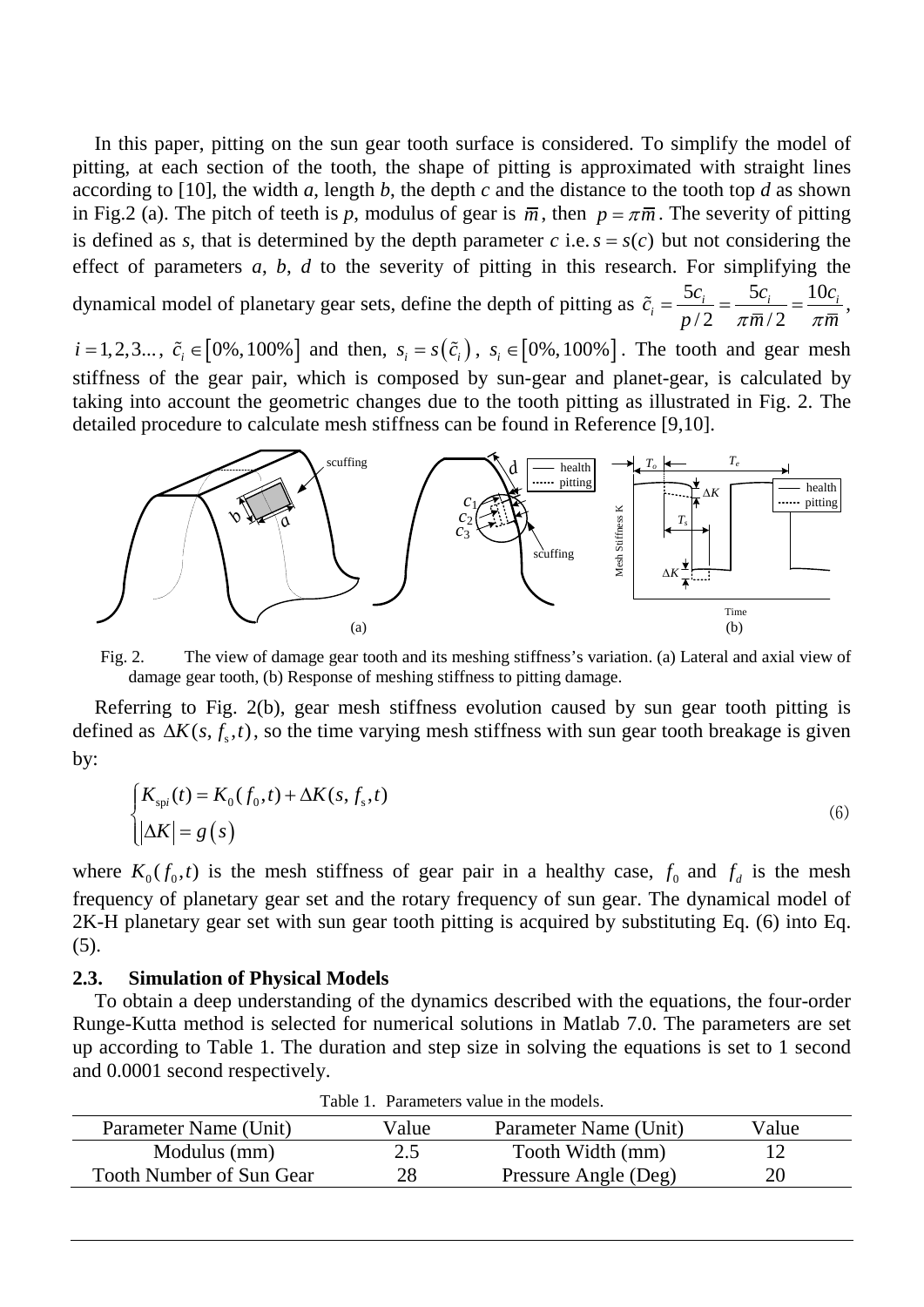In this paper, pitting on the sun gear tooth surface is considered. To simplify the model of pitting, at each section of the tooth, the shape of pitting is approximated with straight lines according to [10], the width *a*, length *b*, the depth *c* and the distance to the tooth top *d* as shown in Fig.2 (a). The pitch of teeth is *p*, modulus of gear is $\overline{m}$, then $p = \pi\overline{m}$. The severity of pitting is defined as *s*, that is determined by the depth parameter *c* i.e. $s = s(c)$ but not considering the effect of parameters *a*, *b*, *d* to the severity of pitting in this research. For simplifying the dynamical model of planetary gear sets, define the depth of pitting as $\tilde{c}_i = \frac{5c_i}{p/2} = \frac{5c_i}{\pi\overline{m}/2} = \frac{10c_i}{\pi\overline{m}}$, $i = 1,2,3...$, $\tilde{c}_i \in [0\%, 100\%]$ and then, $s_i = s(\tilde{c}_i)$, $s_i \in [0\%, 100\%]$. The tooth and gear mesh stiffness of the gear pair, which is composed by sun-gear and planet-gear, is calculated by taking into account the geometric changes due to the tooth pitting as illustrated in Fig. 2. The detailed procedure to calculate mesh stiffness can be found in Reference [9,10].

Fig. 2. The view of damage gear tooth and its meshing stiffness's variation. (a) Lateral and axial view of damage gear tooth, (b) Response of meshing stiffness to pitting damage.

Referring to Fig. 2(b), gear mesh stiffness evolution caused by sun gear tooth pitting is defined as $\Delta K(s, f_s, t)$, so the time varying mesh stiffness with sun gear tooth breakage is given by:

$$\begin{cases} K_{spi}(t) = K_0(f_0, t) + \Delta K(s, f_s, t) \\ |\Delta K| = g(s) \end{cases} \tag{6}$$

where $K_0(f_0, t)$ is the mesh stiffness of gear pair in a healthy case, $f_0$ and $f_d$ is the mesh frequency of planetary gear set and the rotary frequency of sun gear. The dynamical model of 2K-H planetary gear set with sun gear tooth pitting is acquired by substituting Eq. (6) into Eq. (5).

### 2.3. Simulation of Physical Models

To obtain a deep understanding of the dynamics described with the equations, the four-order Runge-Kutta method is selected for numerical solutions in Matlab 7.0. The parameters are set up according to Table 1. The duration and step size in solving the equations is set to 1 second and 0.0001 second respectively.

Table 1. Parameters value in the models.

| Parameter Name (Unit) | Value | Parameter Name (Unit) | Value |
|---|---|---|---|
| Modulus (mm) | 2.5 | Tooth Width (mm) | 12 |
| Tooth Number of Sun Gear | 28 | Pressure Angle (Deg) | 20 |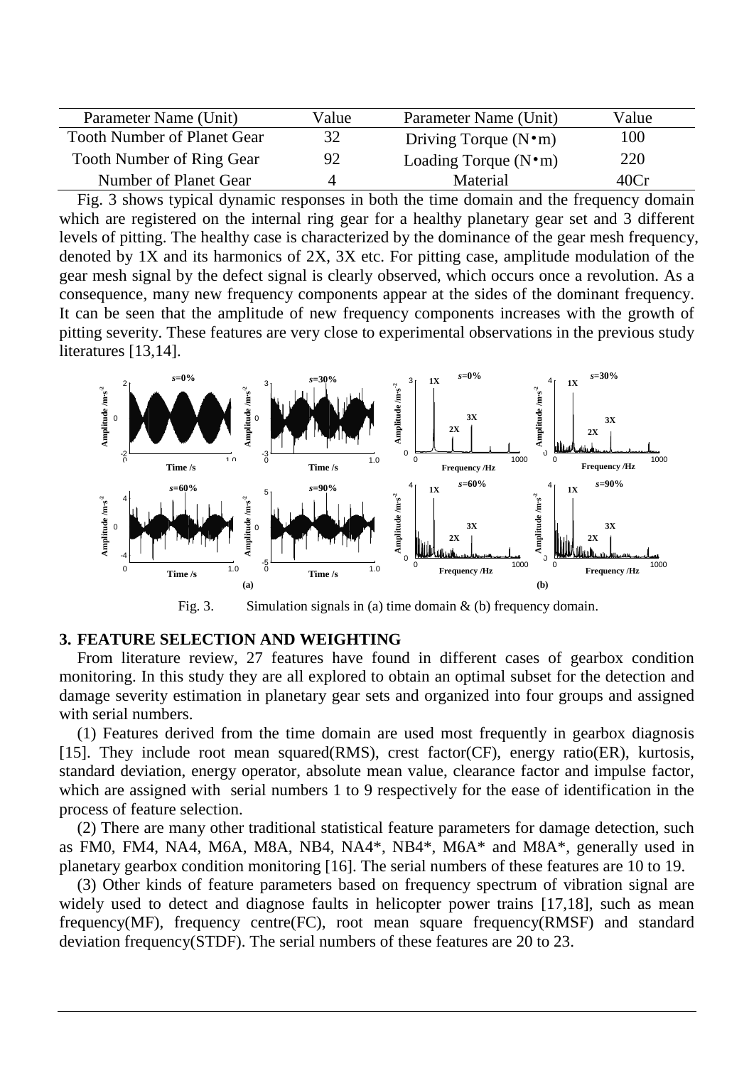| Parameter Name (Unit) | Value | Parameter Name (Unit) | Value |
|---|---|---|---|
| Tooth Number of Planet Gear | 32 | Driving Torque (N•m) | 100 |
| Tooth Number of Ring Gear | 92 | Loading Torque (N•m) | 220 |
| Number of Planet Gear | 4 | Material | 40Cr |

Fig. 3 shows typical dynamic responses in both the time domain and the frequency domain which are registered on the internal ring gear for a healthy planetary gear set and 3 different levels of pitting. The healthy case is characterized by the dominance of the gear mesh frequency, denoted by 1X and its harmonics of 2X, 3X etc. For pitting case, amplitude modulation of the gear mesh signal by the defect signal is clearly observed, which occurs once a revolution. As a consequence, many new frequency components appear at the sides of the dominant frequency. It can be seen that the amplitude of new frequency components increases with the growth of pitting severity. These features are very close to experimental observations in the previous study literatures [13,14].

Fig. 3. Simulation signals in (a) time domain & (b) frequency domain.

## 3. FEATURE SELECTION AND WEIGHTING

From literature review, 27 features have found in different cases of gearbox condition monitoring. In this study they are all explored to obtain an optimal subset for the detection and damage severity estimation in planetary gear sets and organized into four groups and assigned with serial numbers.

(1) Features derived from the time domain are used most frequently in gearbox diagnosis [15]. They include root mean squared(RMS), crest factor(CF), energy ratio(ER), kurtosis, standard deviation, energy operator, absolute mean value, clearance factor and impulse factor, which are assigned with serial numbers 1 to 9 respectively for the ease of identification in the process of feature selection.

(2) There are many other traditional statistical feature parameters for damage detection, such as FM0, FM4, NA4, M6A, M8A, NB4, NA4*, NB4*, M6A* and M8A*, generally used in planetary gearbox condition monitoring [16]. The serial numbers of these features are 10 to 19.

(3) Other kinds of feature parameters based on frequency spectrum of vibration signal are widely used to detect and diagnose faults in helicopter power trains [17,18], such as mean frequency(MF), frequency centre(FC), root mean square frequency(RMSF) and standard deviation frequency(STDF). The serial numbers of these features are 20 to 23.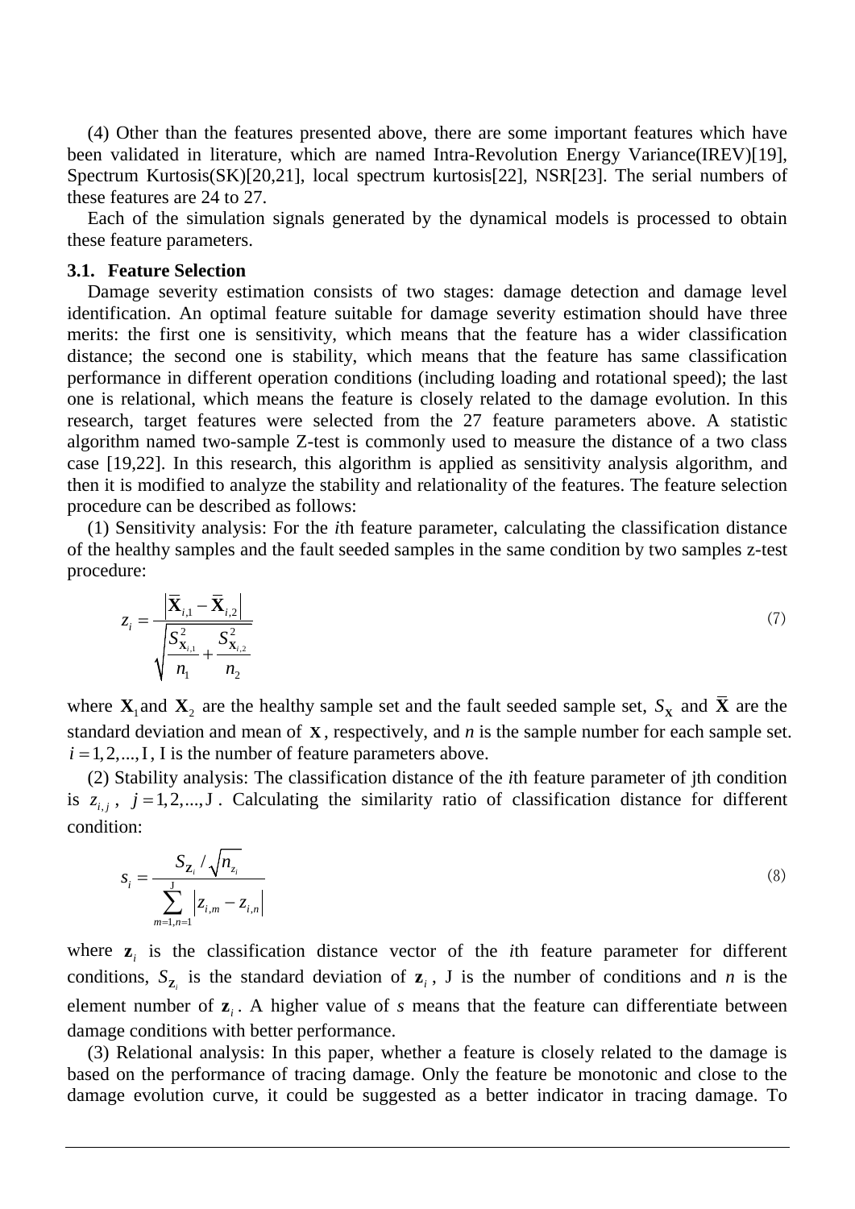(4) Other than the features presented above, there are some important features which have been validated in literature, which are named Intra-Revolution Energy Variance(IREV)[19], Spectrum Kurtosis(SK)[20,21], local spectrum kurtosis[22], NSR[23]. The serial numbers of these features are 24 to 27.

Each of the simulation signals generated by the dynamical models is processed to obtain these feature parameters.

### 3.1. Feature Selection

Damage severity estimation consists of two stages: damage detection and damage level identification. An optimal feature suitable for damage severity estimation should have three merits: the first one is sensitivity, which means that the feature has a wider classification distance; the second one is stability, which means that the feature has same classification performance in different operation conditions (including loading and rotational speed); the last one is relational, which means the feature is closely related to the damage evolution. In this research, target features were selected from the 27 feature parameters above. A statistic algorithm named two-sample Z-test is commonly used to measure the distance of a two class case [19,22]. In this research, this algorithm is applied as sensitivity analysis algorithm, and then it is modified to analyze the stability and relationality of the features. The feature selection procedure can be described as follows:

(1) Sensitivity analysis: For the *i*th feature parameter, calculating the classification distance of the healthy samples and the fault seeded samples in the same condition by two samples z-test procedure:

$$z_i = \frac{\left|\overline{\mathbf{X}}_{i,1} - \overline{\mathbf{X}}_{i,2}\right|}{\sqrt{\dfrac{S^2_{\mathbf{X}_{i,1}}}{n_1} + \dfrac{S^2_{\mathbf{X}_{i,2}}}{n_2}}} \tag{7}$$

where $\mathbf{X}_1$ and $\mathbf{X}_2$ are the healthy sample set and the fault seeded sample set, $S_{\mathbf{X}}$ and $\overline{\mathbf{X}}$ are the standard deviation and mean of $\mathbf{X}$, respectively, and *n* is the sample number for each sample set. $i = 1, 2, ..., \mathrm{I}$, I is the number of feature parameters above.

(2) Stability analysis: The classification distance of the *i*th feature parameter of jth condition is $z_{i,j}$, $j = 1, 2, ..., \mathrm{J}$. Calculating the similarity ratio of classification distance for different condition:

$$s_i = \frac{S_{\mathbf{z}_i} / \sqrt{n_{z_i}}}{\sum\limits_{m=1,n=1}^{\mathrm{J}} \left|z_{i,m} - z_{i,n}\right|} \tag{8}$$

where $\mathbf{z}_i$ is the classification distance vector of the *i*th feature parameter for different conditions, $S_{\mathbf{z}_i}$ is the standard deviation of $\mathbf{z}_i$, J is the number of conditions and *n* is the element number of $\mathbf{z}_i$. A higher value of *s* means that the feature can differentiate between damage conditions with better performance.

(3) Relational analysis: In this paper, whether a feature is closely related to the damage is based on the performance of tracing damage. Only the feature be monotonic and close to the damage evolution curve, it could be suggested as a better indicator in tracing damage. To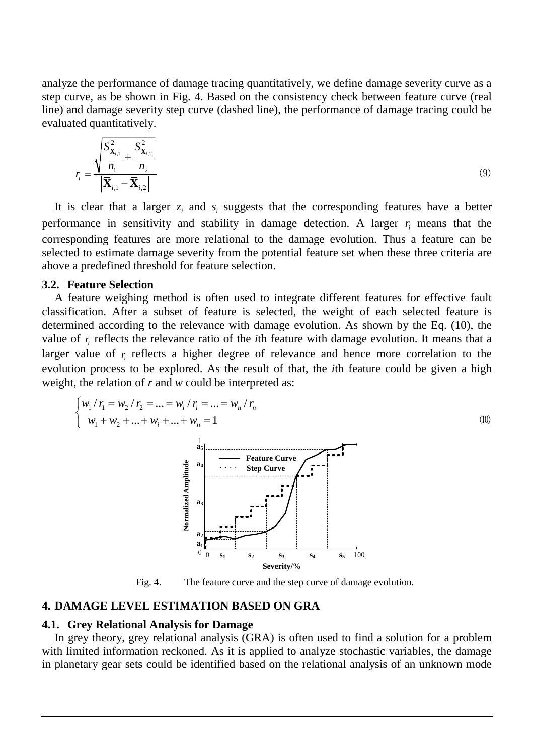analyze the performance of damage tracing quantitatively, we define damage severity curve as a step curve, as be shown in Fig. 4. Based on the consistency check between feature curve (real line) and damage severity step curve (dashed line), the performance of damage tracing could be evaluated quantitatively.

$$r_i = \frac{\sqrt{\dfrac{S_{\mathbf{X}_{i,1}}^2}{n_1} + \dfrac{S_{\mathbf{X}_{i,2}}^2}{n_2}}}{\left|\overline{\mathbf{X}}_{i,1} - \overline{\mathbf{X}}_{i,2}\right|} \tag{9}$$

It is clear that a larger $z_i$ and $s_i$ suggests that the corresponding features have a better performance in sensitivity and stability in damage detection. A larger $r_i$ means that the corresponding features are more relational to the damage evolution. Thus a feature can be selected to estimate damage severity from the potential feature set when these three criteria are above a predefined threshold for feature selection.

### 3.2. Feature Selection

A feature weighing method is often used to integrate different features for effective fault classification. After a subset of feature is selected, the weight of each selected feature is determined according to the relevance with damage evolution. As shown by the Eq. (10), the value of $r_i$ reflects the relevance ratio of the *i*th feature with damage evolution. It means that a larger value of $r_i$ reflects a higher degree of relevance and hence more correlation to the evolution process to be explored. As the result of that, the *i*th feature could be given a high weight, the relation of *r* and *w* could be interpreted as:

$$\begin{cases} w_1 / r_1 = w_2 / r_2 = \ldots = w_i / r_i = \ldots = w_n / r_n \\ w_1 + w_2 + \ldots + w_i + \ldots + w_n = 1 \end{cases} \tag{10}$$

Fig. 4. The feature curve and the step curve of damage evolution.

## 4. DAMAGE LEVEL ESTIMATION BASED ON GRA

### 4.1. Grey Relational Analysis for Damage

In grey theory, grey relational analysis (GRA) is often used to find a solution for a problem with limited information reckoned. As it is applied to analyze stochastic variables, the damage in planetary gear sets could be identified based on the relational analysis of an unknown mode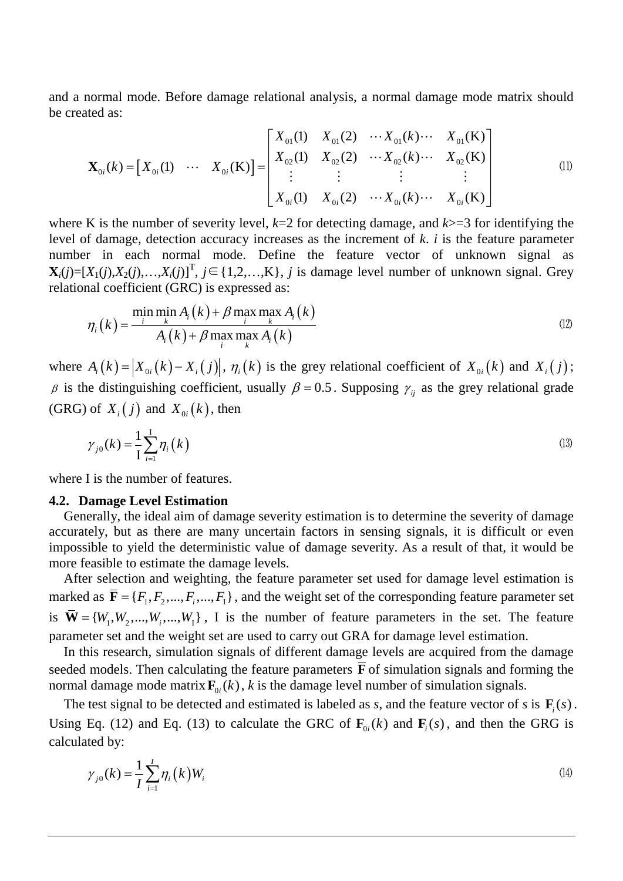and a normal mode. Before damage relational analysis, a normal damage mode matrix should be created as:

$$\mathbf{X}_{0i}(k) = \left[ X_{0i}(1) \quad \cdots \quad X_{0i}(\mathrm{K}) \right] = \begin{bmatrix} X_{01}(1) & X_{01}(2) & \cdots X_{01}(k) \cdots & X_{01}(\mathrm{K}) \\ X_{02}(1) & X_{02}(2) & \cdots X_{02}(k) \cdots & X_{02}(\mathrm{K}) \\ \vdots & \vdots & \vdots & \vdots \\ X_{0i}(1) & X_{0i}(2) & \cdots X_{0i}(k) \cdots & X_{0i}(\mathrm{K}) \end{bmatrix} \tag{11}$$

where K is the number of severity level, $k$=2 for detecting damage, and $k$>=3 for identifying the level of damage, detection accuracy increases as the increment of $k$. $i$ is the feature parameter number in each normal mode. Define the feature vector of unknown signal as $\mathbf{X}_i(j)=[X_1(j),X_2(j),\ldots,X_i(j)]^{\mathrm{T}}$, $j\in\{1,2,\ldots,\mathrm{K}\}$, $j$ is damage level number of unknown signal. Grey relational coefficient (GRC) is expressed as:

$$\eta_i(k) = \frac{\min\limits_i \min\limits_k A_i(k) + \beta \max\limits_i \max\limits_k A_i(k)}{A_i(k) + \beta \max\limits_i \max\limits_k A_i(k)} \tag{12}$$

where $A_i(k) = \left| X_{0i}(k) - X_i(j) \right|$, $\eta_i(k)$ is the grey relational coefficient of $X_{0i}(k)$ and $X_i(j)$; $\beta$ is the distinguishing coefficient, usually $\beta = 0.5$. Supposing $\gamma_{ij}$ as the grey relational grade (GRG) of $X_i(j)$ and $X_{0i}(k)$, then

$$\gamma_{j0}(k) = \frac{1}{\mathrm{I}} \sum_{i=1}^{\mathrm{I}} \eta_i(k) \tag{13}$$

where I is the number of features.

### 4.2. Damage Level Estimation

Generally, the ideal aim of damage severity estimation is to determine the severity of damage accurately, but as there are many uncertain factors in sensing signals, it is difficult or even impossible to yield the deterministic value of damage severity. As a result of that, it would be more feasible to estimate the damage levels.

After selection and weighting, the feature parameter set used for damage level estimation is marked as $\overline{\mathbf{F}} = \{F_1, F_2, ..., F_i, ..., F_{\mathrm{I}}\}$, and the weight set of the corresponding feature parameter set is $\overline{\mathbf{W}} = \{W_1, W_2, ..., W_i, ..., W_{\mathrm{I}}\}$, I is the number of feature parameters in the set. The feature parameter set and the weight set are used to carry out GRA for damage level estimation.

In this research, simulation signals of different damage levels are acquired from the damage seeded models. Then calculating the feature parameters $\overline{\mathbf{F}}$ of simulation signals and forming the normal damage mode matrix $\mathbf{F}_{0i}(k)$, $k$ is the damage level number of simulation signals.

The test signal to be detected and estimated is labeled as $s$, and the feature vector of $s$ is $\mathbf{F}_i(s)$. Using Eq. (12) and Eq. (13) to calculate the GRC of $\mathbf{F}_{0i}(k)$ and $\mathbf{F}_i(s)$, and then the GRG is calculated by:

$$\gamma_{j0}(k) = \frac{1}{I} \sum_{i=1}^{I} \eta_i(k) W_i \tag{14}$$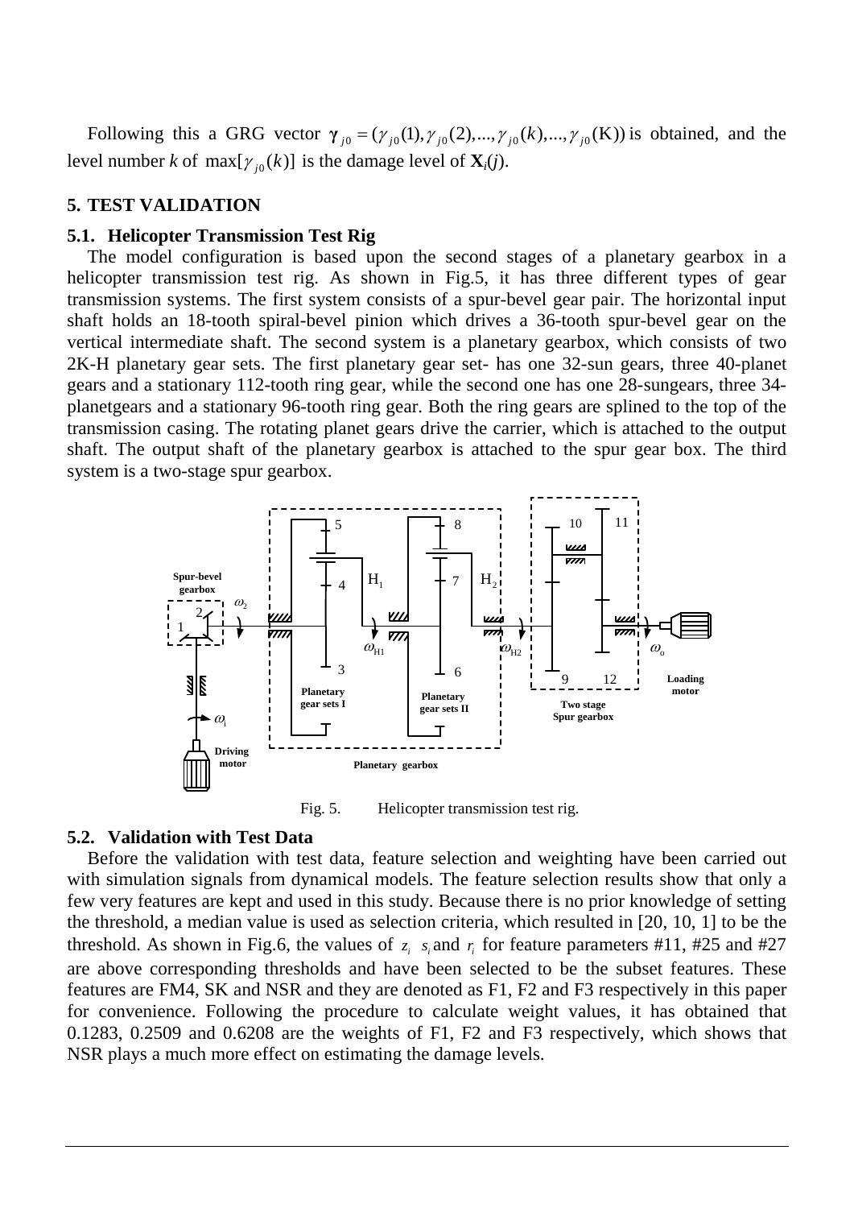Following this a GRG vector $\boldsymbol{\gamma}_{j0} = (\gamma_{j0}(1), \gamma_{j0}(2), ..., \gamma_{j0}(k), ..., \gamma_{j0}(\mathrm{K}))$ is obtained, and the level number *k* of $\max[\gamma_{j0}(k)]$ is the damage level of $\mathbf{X}_i(j)$.

## 5. TEST VALIDATION

### 5.1. Helicopter Transmission Test Rig

The model configuration is based upon the second stages of a planetary gearbox in a helicopter transmission test rig. As shown in Fig.5, it has three different types of gear transmission systems. The first system consists of a spur-bevel gear pair. The horizontal input shaft holds an 18-tooth spiral-bevel pinion which drives a 36-tooth spur-bevel gear on the vertical intermediate shaft. The second system is a planetary gearbox, which consists of two 2K-H planetary gear sets. The first planetary gear set- has one 32-sun gears, three 40-planet gears and a stationary 112-tooth ring gear, while the second one has one 28-sungears, three 34-planetgears and a stationary 96-tooth ring gear. Both the ring gears are splined to the top of the transmission casing. The rotating planet gears drive the carrier, which is attached to the output shaft. The output shaft of the planetary gearbox is attached to the spur gear box. The third system is a two-stage spur gearbox.

Fig. 5. Helicopter transmission test rig.

### 5.2. Validation with Test Data

Before the validation with test data, feature selection and weighting have been carried out with simulation signals from dynamical models. The feature selection results show that only a few very features are kept and used in this study. Because there is no prior knowledge of setting the threshold, a median value is used as selection criteria, which resulted in [20, 10, 1] to be the threshold. As shown in Fig.6, the values of $z_i$ $s_i$ and $r_i$ for feature parameters #11, #25 and #27 are above corresponding thresholds and have been selected to be the subset features. These features are FM4, SK and NSR and they are denoted as F1, F2 and F3 respectively in this paper for convenience. Following the procedure to calculate weight values, it has obtained that 0.1283, 0.2509 and 0.6208 are the weights of F1, F2 and F3 respectively, which shows that NSR plays a much more effect on estimating the damage levels.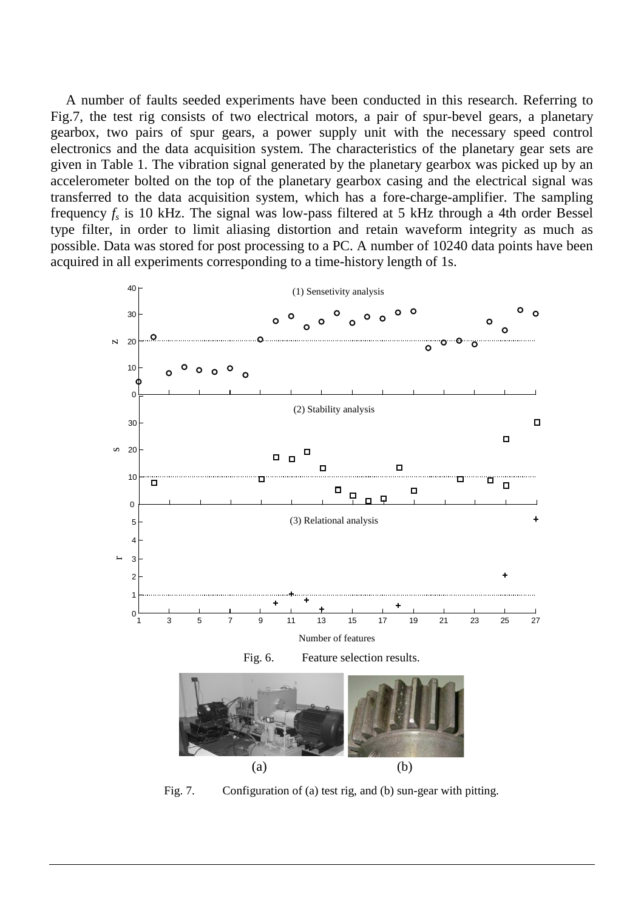A number of faults seeded experiments have been conducted in this research. Referring to Fig.7, the test rig consists of two electrical motors, a pair of spur-bevel gears, a planetary gearbox, two pairs of spur gears, a power supply unit with the necessary speed control electronics and the data acquisition system. The characteristics of the planetary gear sets are given in Table 1. The vibration signal generated by the planetary gearbox was picked up by an accelerometer bolted on the top of the planetary gearbox casing and the electrical signal was transferred to the data acquisition system, which has a fore-charge-amplifier. The sampling frequency $f_s$ is 10 kHz. The signal was low-pass filtered at 5 kHz through a 4th order Bessel type filter, in order to limit aliasing distortion and retain waveform integrity as much as possible. Data was stored for post processing to a PC. A number of 10240 data points have been acquired in all experiments corresponding to a time-history length of 1s.

Fig. 6. Feature selection results.

(a) (b)

Fig. 7. Configuration of (a) test rig, and (b) sun-gear with pitting.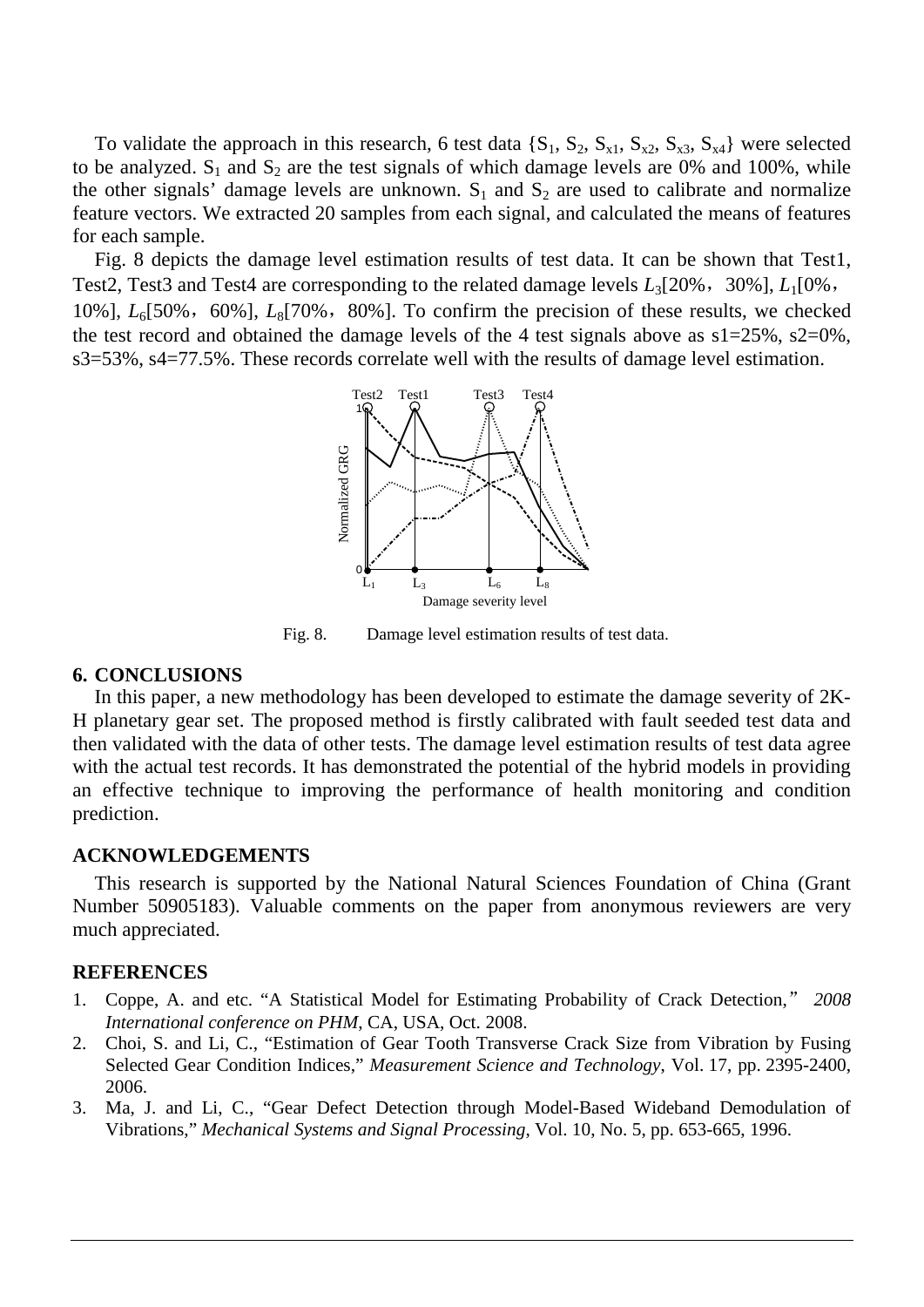To validate the approach in this research, 6 test data $\{S_1, S_2, S_{x1}, S_{x2}, S_{x3}, S_{x4}\}$ were selected to be analyzed. $S_1$ and $S_2$ are the test signals of which damage levels are 0% and 100%, while the other signals' damage levels are unknown. $S_1$ and $S_2$ are used to calibrate and normalize feature vectors. We extracted 20 samples from each signal, and calculated the means of features for each sample.

Fig. 8 depicts the damage level estimation results of test data. It can be shown that Test1, Test2, Test3 and Test4 are corresponding to the related damage levels $L_3$[20%，30%], $L_1$[0%，10%], $L_6$[50%，60%], $L_8$[70%，80%]. To confirm the precision of these results, we checked the test record and obtained the damage levels of the 4 test signals above as s1=25%, s2=0%, s3=53%, s4=77.5%. These records correlate well with the results of damage level estimation.

Fig. 8. Damage level estimation results of test data.

## 6. CONCLUSIONS

In this paper, a new methodology has been developed to estimate the damage severity of 2K-H planetary gear set. The proposed method is firstly calibrated with fault seeded test data and then validated with the data of other tests. The damage level estimation results of test data agree with the actual test records. It has demonstrated the potential of the hybrid models in providing an effective technique to improving the performance of health monitoring and condition prediction.

## ACKNOWLEDGEMENTS

This research is supported by the National Natural Sciences Foundation of China (Grant Number 50905183). Valuable comments on the paper from anonymous reviewers are very much appreciated.

## REFERENCES

1. Coppe, A. and etc. "A Statistical Model for Estimating Probability of Crack Detection," *2008 International conference on PHM*, CA, USA, Oct. 2008.
2. Choi, S. and Li, C., "Estimation of Gear Tooth Transverse Crack Size from Vibration by Fusing Selected Gear Condition Indices," *Measurement Science and Technology*, Vol. 17, pp. 2395-2400, 2006.
3. Ma, J. and Li, C., "Gear Defect Detection through Model-Based Wideband Demodulation of Vibrations," *Mechanical Systems and Signal Processing*, Vol. 10, No. 5, pp. 653-665, 1996.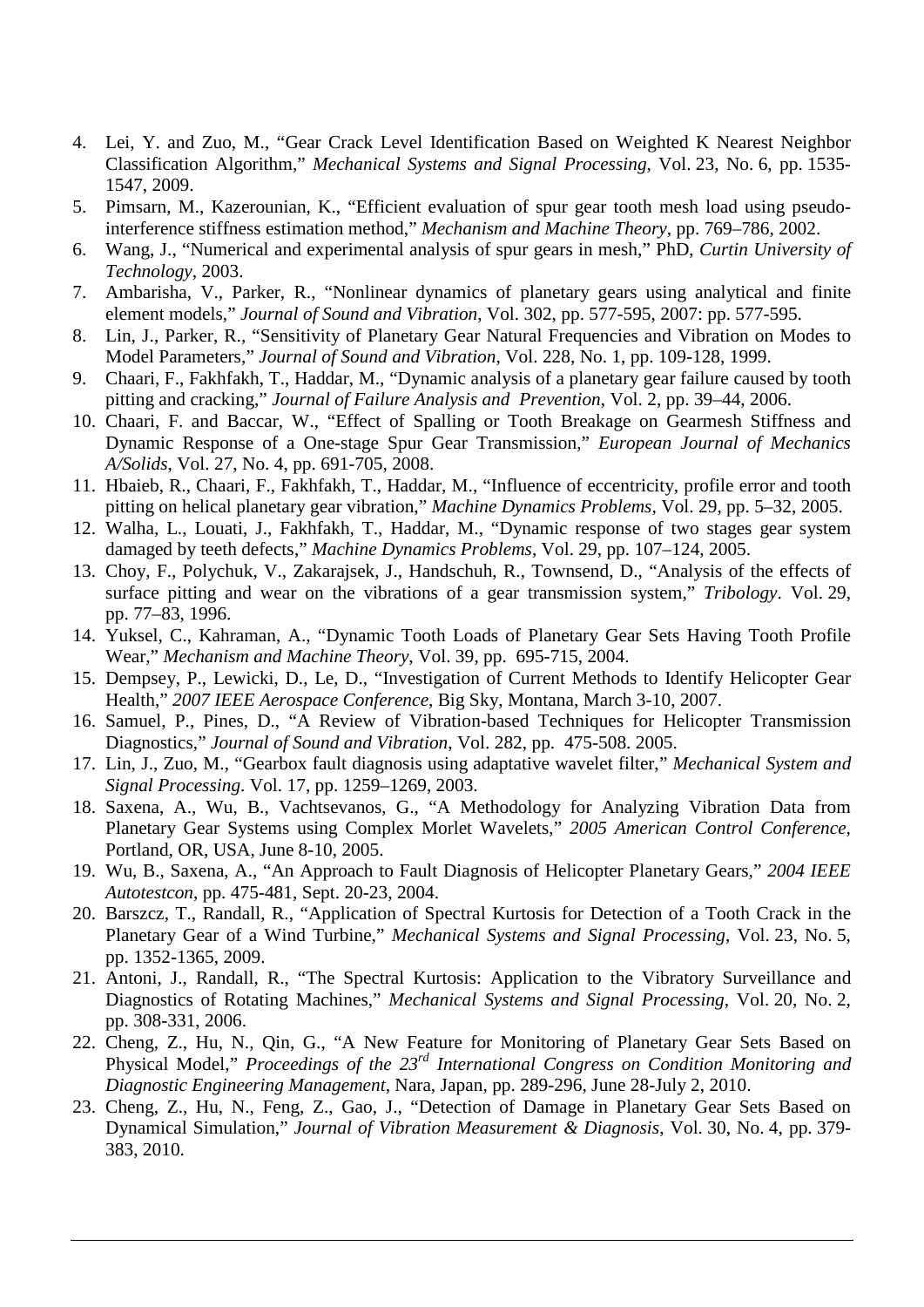4. Lei, Y. and Zuo, M., "Gear Crack Level Identification Based on Weighted K Nearest Neighbor Classification Algorithm," *Mechanical Systems and Signal Processing*, Vol. 23, No. 6, pp. 1535-1547, 2009.
5. Pimsarn, M., Kazerounian, K., "Efficient evaluation of spur gear tooth mesh load using pseudo-interference stiffness estimation method," *Mechanism and Machine Theory*, pp. 769–786, 2002.
6. Wang, J., "Numerical and experimental analysis of spur gears in mesh," PhD, *Curtin University of Technology*, 2003.
7. Ambarisha, V., Parker, R., "Nonlinear dynamics of planetary gears using analytical and finite element models," *Journal of Sound and Vibration*, Vol. 302, pp. 577-595, 2007: pp. 577-595.
8. Lin, J., Parker, R., "Sensitivity of Planetary Gear Natural Frequencies and Vibration on Modes to Model Parameters," *Journal of Sound and Vibration*, Vol. 228, No. 1, pp. 109-128, 1999.
9. Chaari, F., Fakhfakh, T., Haddar, M., "Dynamic analysis of a planetary gear failure caused by tooth pitting and cracking," *Journal of Failure Analysis and Prevention*, Vol. 2, pp. 39–44, 2006.
10. Chaari, F. and Baccar, W., "Effect of Spalling or Tooth Breakage on Gearmesh Stiffness and Dynamic Response of a One-stage Spur Gear Transmission," *European Journal of Mechanics A/Solids*, Vol. 27, No. 4, pp. 691-705, 2008.
11. Hbaieb, R., Chaari, F., Fakhfakh, T., Haddar, M., "Influence of eccentricity, profile error and tooth pitting on helical planetary gear vibration," *Machine Dynamics Problems*, Vol. 29, pp. 5–32, 2005.
12. Walha, L., Louati, J., Fakhfakh, T., Haddar, M., "Dynamic response of two stages gear system damaged by teeth defects," *Machine Dynamics Problems*, Vol. 29, pp. 107–124, 2005.
13. Choy, F., Polychuk, V., Zakarajsek, J., Handschuh, R., Townsend, D., "Analysis of the effects of surface pitting and wear on the vibrations of a gear transmission system," *Tribology*. Vol. 29, pp. 77–83, 1996.
14. Yuksel, C., Kahraman, A., "Dynamic Tooth Loads of Planetary Gear Sets Having Tooth Profile Wear," *Mechanism and Machine Theory*, Vol. 39, pp. 695-715, 2004.
15. Dempsey, P., Lewicki, D., Le, D., "Investigation of Current Methods to Identify Helicopter Gear Health," *2007 IEEE Aerospace Conference*, Big Sky, Montana, March 3-10, 2007.
16. Samuel, P., Pines, D., "A Review of Vibration-based Techniques for Helicopter Transmission Diagnostics," *Journal of Sound and Vibration*, Vol. 282, pp. 475-508. 2005.
17. Lin, J., Zuo, M., "Gearbox fault diagnosis using adaptative wavelet filter," *Mechanical System and Signal Processing*. Vol. 17, pp. 1259–1269, 2003.
18. Saxena, A., Wu, B., Vachtsevanos, G., "A Methodology for Analyzing Vibration Data from Planetary Gear Systems using Complex Morlet Wavelets," *2005 American Control Conference*, Portland, OR, USA, June 8-10, 2005.
19. Wu, B., Saxena, A., "An Approach to Fault Diagnosis of Helicopter Planetary Gears," *2004 IEEE Autotestcon*, pp. 475-481, Sept. 20-23, 2004.
20. Barszcz, T., Randall, R., "Application of Spectral Kurtosis for Detection of a Tooth Crack in the Planetary Gear of a Wind Turbine," *Mechanical Systems and Signal Processing*, Vol. 23, No. 5, pp. 1352-1365, 2009.
21. Antoni, J., Randall, R., "The Spectral Kurtosis: Application to the Vibratory Surveillance and Diagnostics of Rotating Machines," *Mechanical Systems and Signal Processing*, Vol. 20, No. 2, pp. 308-331, 2006.
22. Cheng, Z., Hu, N., Qin, G., "A New Feature for Monitoring of Planetary Gear Sets Based on Physical Model," *Proceedings of the 23rd International Congress on Condition Monitoring and Diagnostic Engineering Management*, Nara, Japan, pp. 289-296, June 28-July 2, 2010.
23. Cheng, Z., Hu, N., Feng, Z., Gao, J., "Detection of Damage in Planetary Gear Sets Based on Dynamical Simulation," *Journal of Vibration Measurement & Diagnosis*, Vol. 30, No. 4, pp. 379-383, 2010.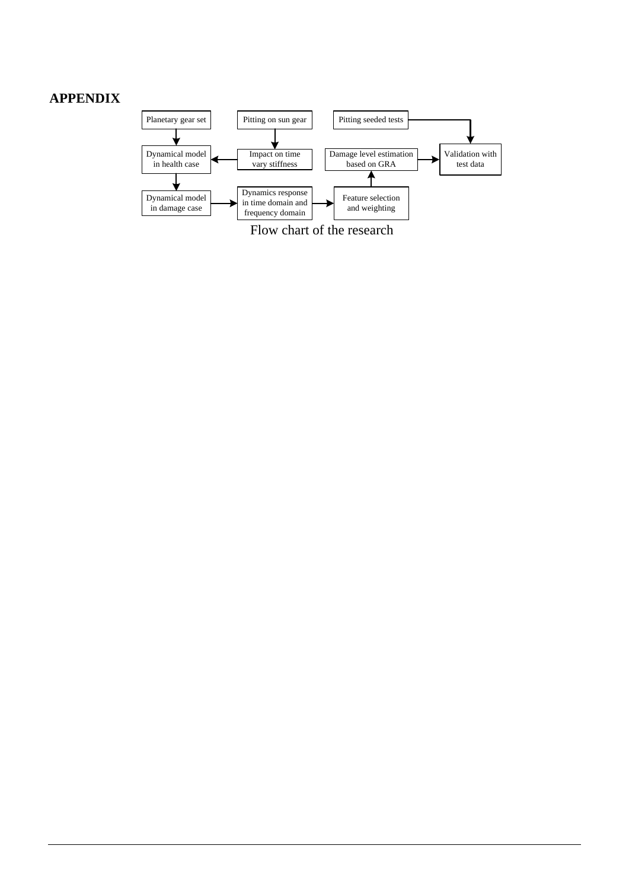## APPENDIX

Planetary gear set

Pitting on sun gear

Pitting seeded tests

Dynamical model in health case

Impact on time vary stiffness

Damage level estimation based on GRA

Validation with test data

Dynamical model in damage case

Dynamics response in time domain and frequency domain

Feature selection and weighting

Flow chart of the research